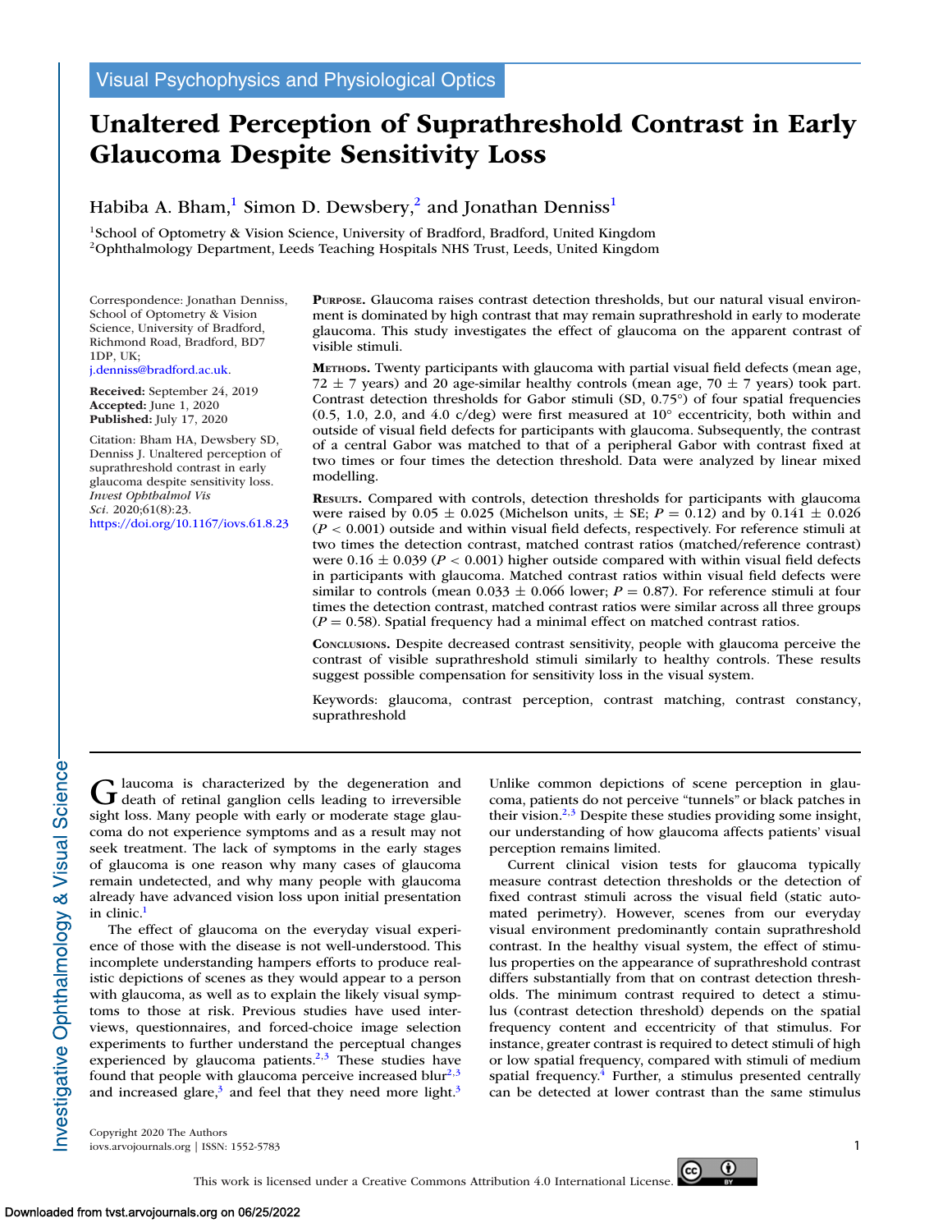Visual Psychophysics and Physiological Optics

# Unaltered Perception of Suprathreshold Contrast in Early Glaucoma Despite Sensitivity Loss

Habiba A. Bham,[1] Simon D. Dewsbery,[2] and Jonathan Denniss[1]

[1]School of Optometry & Vision Science, University of Bradford, Bradford, United Kingdom
[2]Ophthalmology Department, Leeds Teaching Hospitals NHS Trust, Leeds, United Kingdom

Correspondence: Jonathan Denniss, School of Optometry & Vision Science, University of Bradford, Richmond Road, Bradford, BD7 1DP, UK;
j.denniss@bradford.ac.uk.

**Received:** September 24, 2019
**Accepted:** June 1, 2020
**Published:** July 17, 2020

Citation: Bham HA, Dewsbery SD, Denniss J. Unaltered perception of suprathreshold contrast in early glaucoma despite sensitivity loss. *Invest Ophthalmol Vis Sci.* 2020;61(8):23.
https://doi.org/10.1167/iovs.61.8.23

**Purpose.** Glaucoma raises contrast detection thresholds, but our natural visual environment is dominated by high contrast that may remain suprathreshold in early to moderate glaucoma. This study investigates the effect of glaucoma on the apparent contrast of visible stimuli.

**Methods.** Twenty participants with glaucoma with partial visual field defects (mean age, 72 ± 7 years) and 20 age-similar healthy controls (mean age, 70 ± 7 years) took part. Contrast detection thresholds for Gabor stimuli (SD, 0.75°) of four spatial frequencies (0.5, 1.0, 2.0, and 4.0 c/deg) were first measured at 10° eccentricity, both within and outside of visual field defects for participants with glaucoma. Subsequently, the contrast of a central Gabor was matched to that of a peripheral Gabor with contrast fixed at two times or four times the detection threshold. Data were analyzed by linear mixed modelling.

**Results.** Compared with controls, detection thresholds for participants with glaucoma were raised by 0.05 ± 0.025 (Michelson units, ± SE; $P = 0.12$) and by 0.141 ± 0.026 ($P < 0.001$) outside and within visual field defects, respectively. For reference stimuli at two times the detection contrast, matched contrast ratios (matched/reference contrast) were 0.16 ± 0.039 ($P < 0.001$) higher outside compared with within visual field defects in participants with glaucoma. Matched contrast ratios within visual field defects were similar to controls (mean 0.033 ± 0.066 lower; $P = 0.87$). For reference stimuli at four times the detection contrast, matched contrast ratios were similar across all three groups ($P = 0.58$). Spatial frequency had a minimal effect on matched contrast ratios.

**Conclusions.** Despite decreased contrast sensitivity, people with glaucoma perceive the contrast of visible suprathreshold stimuli similarly to healthy controls. These results suggest possible compensation for sensitivity loss in the visual system.

Keywords: glaucoma, contrast perception, contrast matching, contrast constancy, suprathreshold

Glaucoma is characterized by the degeneration and death of retinal ganglion cells leading to irreversible sight loss. Many people with early or moderate stage glaucoma do not experience symptoms and as a result may not seek treatment. The lack of symptoms in the early stages of glaucoma is one reason why many cases of glaucoma remain undetected, and why many people with glaucoma already have advanced vision loss upon initial presentation in clinic.[1]

The effect of glaucoma on the everyday visual experience of those with the disease is not well-understood. This incomplete understanding hampers efforts to produce realistic depictions of scenes as they would appear to a person with glaucoma, as well as to explain the likely visual symptoms to those at risk. Previous studies have used interviews, questionnaires, and forced-choice image selection experiments to further understand the perceptual changes experienced by glaucoma patients.[2,3] These studies have found that people with glaucoma perceive increased blur[2,3] and increased glare,[3] and feel that they need more light.[3] Unlike common depictions of scene perception in glaucoma, patients do not perceive "tunnels" or black patches in their vision.[2,3] Despite these studies providing some insight, our understanding of how glaucoma affects patients' visual perception remains limited.

Current clinical vision tests for glaucoma typically measure contrast detection thresholds or the detection of fixed contrast stimuli across the visual field (static automated perimetry). However, scenes from our everyday visual environment predominantly contain suprathreshold contrast. In the healthy visual system, the effect of stimulus properties on the appearance of suprathreshold contrast differs substantially from that on contrast detection thresholds. The minimum contrast required to detect a stimulus (contrast detection threshold) depends on the spatial frequency content and eccentricity of that stimulus. For instance, greater contrast is required to detect stimuli of high or low spatial frequency, compared with stimuli of medium spatial frequency.[4] Further, a stimulus presented centrally can be detected at lower contrast than the same stimulus

Copyright 2020 The Authors
iovs.arvojournals.org | ISSN: 1552-5783

This work is licensed under a Creative Commons Attribution 4.0 International License.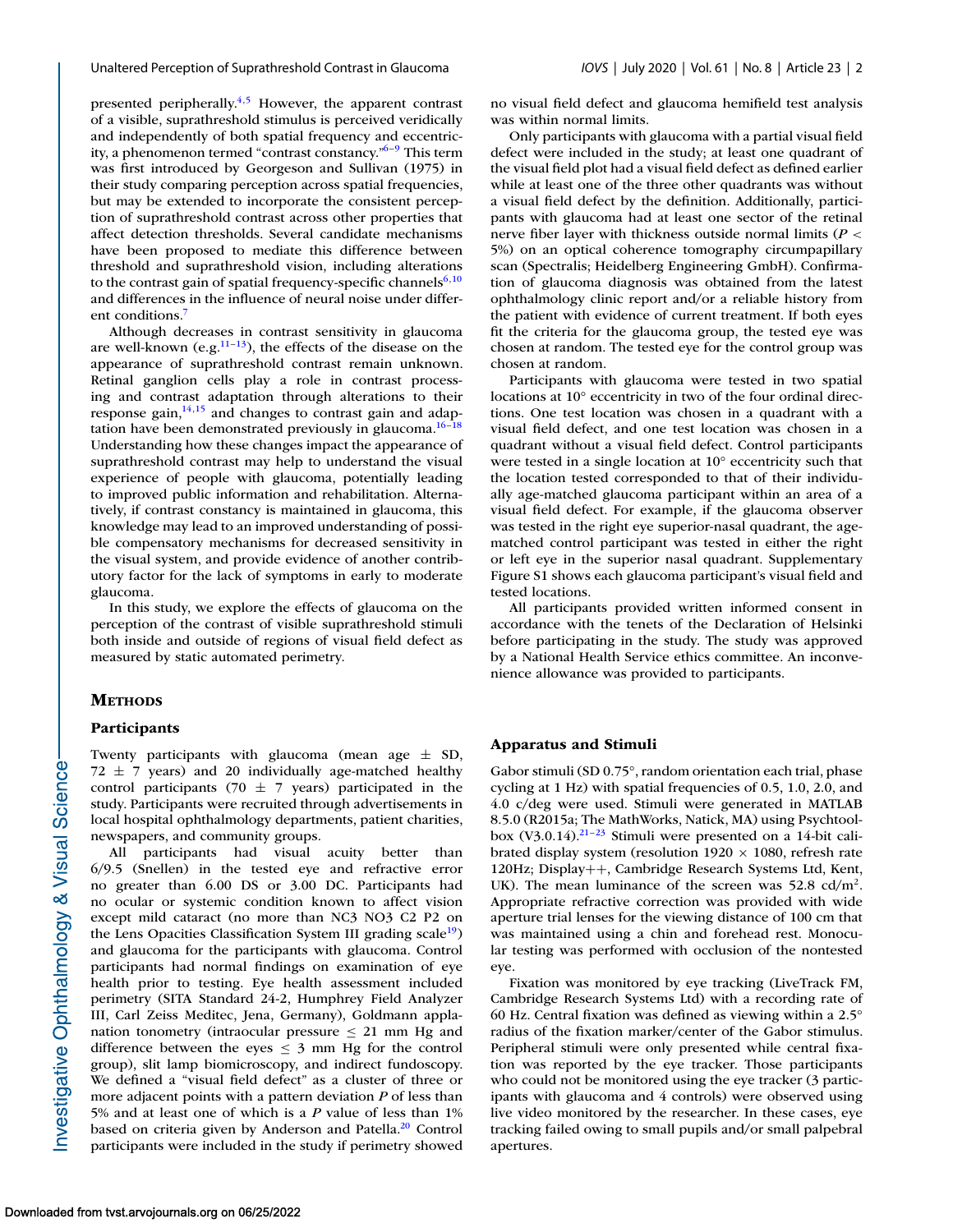presented peripherally.[4,5] However, the apparent contrast of a visible, suprathreshold stimulus is perceived veridically and independently of both spatial frequency and eccentricity, a phenomenon termed "contrast constancy."[6–9] This term was first introduced by Georgeson and Sullivan (1975) in their study comparing perception across spatial frequencies, but may be extended to incorporate the consistent perception of suprathreshold contrast across other properties that affect detection thresholds. Several candidate mechanisms have been proposed to mediate this difference between threshold and suprathreshold vision, including alterations to the contrast gain of spatial frequency-specific channels[6,10] and differences in the influence of neural noise under different conditions.[7]

Although decreases in contrast sensitivity in glaucoma are well-known (e.g.[11–13]), the effects of the disease on the appearance of suprathreshold contrast remain unknown. Retinal ganglion cells play a role in contrast processing and contrast adaptation through alterations to their response gain,[14,15] and changes to contrast gain and adaptation have been demonstrated previously in glaucoma.[16–18] Understanding how these changes impact the appearance of suprathreshold contrast may help to understand the visual experience of people with glaucoma, potentially leading to improved public information and rehabilitation. Alternatively, if contrast constancy is maintained in glaucoma, this knowledge may lead to an improved understanding of possible compensatory mechanisms for decreased sensitivity in the visual system, and provide evidence of another contributory factor for the lack of symptoms in early to moderate glaucoma.

In this study, we explore the effects of glaucoma on the perception of the contrast of visible suprathreshold stimuli both inside and outside of regions of visual field defect as measured by static automated perimetry.

## Methods

### Participants

Twenty participants with glaucoma (mean age ± SD, 72 ± 7 years) and 20 individually age-matched healthy control participants (70 ± 7 years) participated in the study. Participants were recruited through advertisements in local hospital ophthalmology departments, patient charities, newspapers, and community groups.

All participants had visual acuity better than 6/9.5 (Snellen) in the tested eye and refractive error no greater than 6.00 DS or 3.00 DC. Participants had no ocular or systemic condition known to affect vision except mild cataract (no more than NC3 NO3 C2 P2 on the Lens Opacities Classification System III grading scale[19]) and glaucoma for the participants with glaucoma. Control participants had normal findings on examination of eye health prior to testing. Eye health assessment included perimetry (SITA Standard 24-2, Humphrey Field Analyzer III, Carl Zeiss Meditec, Jena, Germany), Goldmann applanation tonometry (intraocular pressure ≤ 21 mm Hg and difference between the eyes ≤ 3 mm Hg for the control group), slit lamp biomicroscopy, and indirect fundoscopy. We defined a "visual field defect" as a cluster of three or more adjacent points with a pattern deviation $P$ of less than 5% and at least one of which is a $P$ value of less than 1% based on criteria given by Anderson and Patella.[20] Control participants were included in the study if perimetry showed no visual field defect and glaucoma hemifield test analysis was within normal limits.

Only participants with glaucoma with a partial visual field defect were included in the study; at least one quadrant of the visual field plot had a visual field defect as defined earlier while at least one of the three other quadrants was without a visual field defect by the definition. Additionally, participants with glaucoma had at least one sector of the retinal nerve fiber layer with thickness outside normal limits ($P <$ 5%) on an optical coherence tomography circumpapillary scan (Spectralis; Heidelberg Engineering GmbH). Confirmation of glaucoma diagnosis was obtained from the latest ophthalmology clinic report and/or a reliable history from the patient with evidence of current treatment. If both eyes fit the criteria for the glaucoma group, the tested eye was chosen at random. The tested eye for the control group was chosen at random.

Participants with glaucoma were tested in two spatial locations at 10° eccentricity in two of the four ordinal directions. One test location was chosen in a quadrant with a visual field defect, and one test location was chosen in a quadrant without a visual field defect. Control participants were tested in a single location at 10° eccentricity such that the location tested corresponded to that of their individually age-matched glaucoma participant within an area of a visual field defect. For example, if the glaucoma observer was tested in the right eye superior-nasal quadrant, the age-matched control participant was tested in either the right or left eye in the superior nasal quadrant. Supplementary Figure S1 shows each glaucoma participant's visual field and tested locations.

All participants provided written informed consent in accordance with the tenets of the Declaration of Helsinki before participating in the study. The study was approved by a National Health Service ethics committee. An inconvenience allowance was provided to participants.

### Apparatus and Stimuli

Gabor stimuli (SD 0.75°, random orientation each trial, phase cycling at 1 Hz) with spatial frequencies of 0.5, 1.0, 2.0, and 4.0 c/deg were used. Stimuli were generated in MATLAB 8.5.0 (R2015a; The MathWorks, Natick, MA) using Psychtoolbox (V3.0.14).[21–23] Stimuli were presented on a 14-bit calibrated display system (resolution 1920 × 1080, refresh rate 120Hz; Display++, Cambridge Research Systems Ltd, Kent, UK). The mean luminance of the screen was 52.8 cd/m$^2$. Appropriate refractive correction was provided with wide aperture trial lenses for the viewing distance of 100 cm that was maintained using a chin and forehead rest. Monocular testing was performed with occlusion of the nontested eye.

Fixation was monitored by eye tracking (LiveTrack FM, Cambridge Research Systems Ltd) with a recording rate of 60 Hz. Central fixation was defined as viewing within a 2.5° radius of the fixation marker/center of the Gabor stimulus. Peripheral stimuli were only presented while central fixation was reported by the eye tracker. Those participants who could not be monitored using the eye tracker (3 participants with glaucoma and 4 controls) were observed using live video monitored by the researcher. In these cases, eye tracking failed owing to small pupils and/or small palpebral apertures.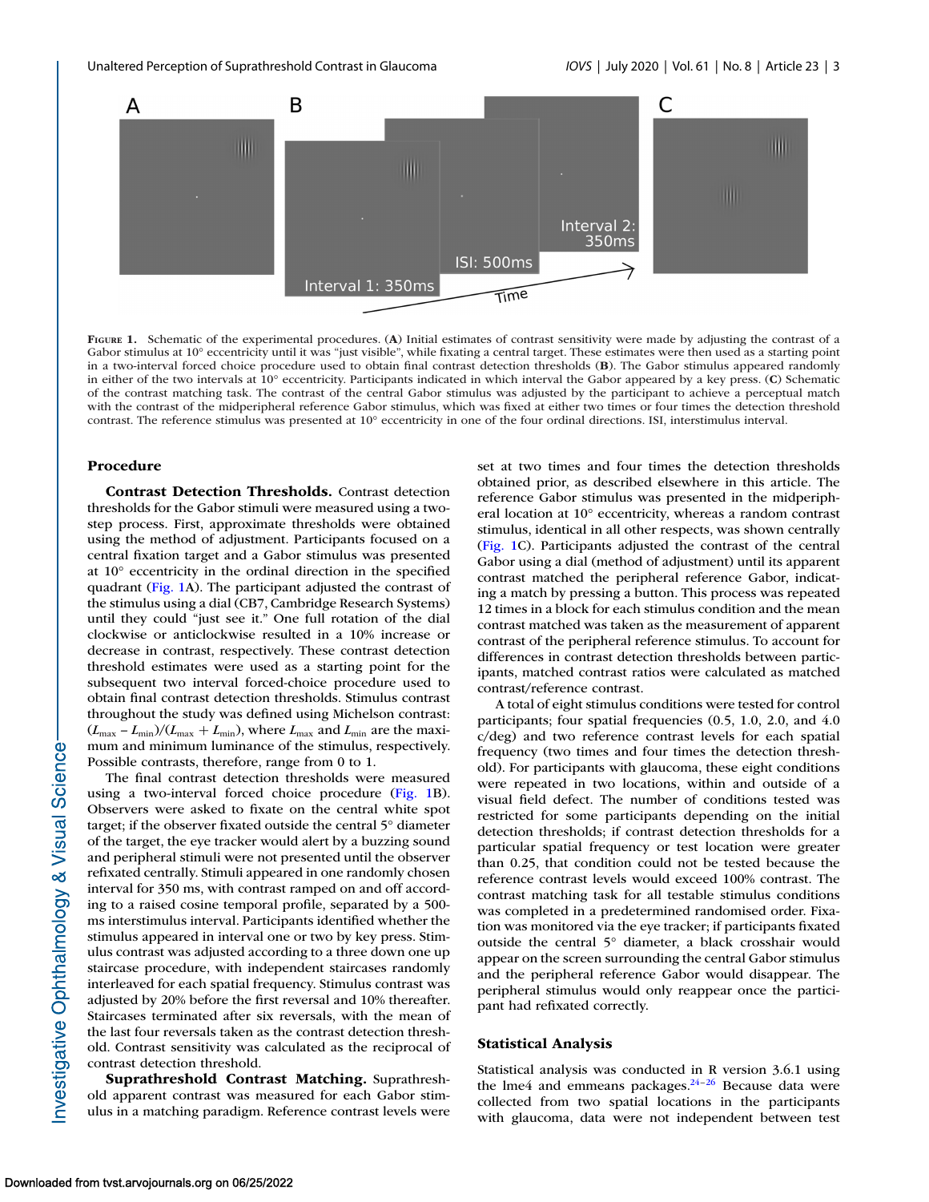A

B

Interval 1: 350ms

ISI: 500ms

Interval 2: 350ms

Time

C

**Figure 1.** Schematic of the experimental procedures. (**A**) Initial estimates of contrast sensitivity were made by adjusting the contrast of a Gabor stimulus at 10° eccentricity until it was "just visible", while fixating a central target. These estimates were then used as a starting point in a two-interval forced choice procedure used to obtain final contrast detection thresholds (**B**). The Gabor stimulus appeared randomly in either of the two intervals at 10° eccentricity. Participants indicated in which interval the Gabor appeared by a key press. (**C**) Schematic of the contrast matching task. The contrast of the central Gabor stimulus was adjusted by the participant to achieve a perceptual match with the contrast of the midperipheral reference Gabor stimulus, which was fixed at either two times or four times the detection threshold contrast. The reference stimulus was presented at 10° eccentricity in one of the four ordinal directions. ISI, interstimulus interval.

## Procedure

**Contrast Detection Thresholds.** Contrast detection thresholds for the Gabor stimuli were measured using a two-step process. First, approximate thresholds were obtained using the method of adjustment. Participants focused on a central fixation target and a Gabor stimulus was presented at 10° eccentricity in the ordinal direction in the specified quadrant (Fig. 1A). The participant adjusted the contrast of the stimulus using a dial (CB7, Cambridge Research Systems) until they could "just see it." One full rotation of the dial clockwise or anticlockwise resulted in a 10% increase or decrease in contrast, respectively. These contrast detection threshold estimates were used as a starting point for the subsequent two interval forced-choice procedure used to obtain final contrast detection thresholds. Stimulus contrast throughout the study was defined using Michelson contrast: $(L_{\max} - L_{\min})/(L_{\max} + L_{\min})$, where $L_{\max}$ and $L_{\min}$ are the maximum and minimum luminance of the stimulus, respectively. Possible contrasts, therefore, range from 0 to 1.

The final contrast detection thresholds were measured using a two-interval forced choice procedure (Fig. 1B). Observers were asked to fixate on the central white spot target; if the observer fixated outside the central 5° diameter of the target, the eye tracker would alert by a buzzing sound and peripheral stimuli were not presented until the observer refixated centrally. Stimuli appeared in one randomly chosen interval for 350 ms, with contrast ramped on and off according to a raised cosine temporal profile, separated by a 500-ms interstimulus interval. Participants identified whether the stimulus appeared in interval one or two by key press. Stimulus contrast was adjusted according to a three down one up staircase procedure, with independent staircases randomly interleaved for each spatial frequency. Stimulus contrast was adjusted by 20% before the first reversal and 10% thereafter. Staircases terminated after six reversals, with the mean of the last four reversals taken as the contrast detection threshold. Contrast sensitivity was calculated as the reciprocal of contrast detection threshold.

**Suprathreshold Contrast Matching.** Suprathreshold apparent contrast was measured for each Gabor stimulus in a matching paradigm. Reference contrast levels were set at two times and four times the detection thresholds obtained prior, as described elsewhere in this article. The reference Gabor stimulus was presented in the midperipheral location at 10° eccentricity, whereas a random contrast stimulus, identical in all other respects, was shown centrally (Fig. 1C). Participants adjusted the contrast of the central Gabor using a dial (method of adjustment) until its apparent contrast matched the peripheral reference Gabor, indicating a match by pressing a button. This process was repeated 12 times in a block for each stimulus condition and the mean contrast matched was taken as the measurement of apparent contrast of the peripheral reference stimulus. To account for differences in contrast detection thresholds between participants, matched contrast ratios were calculated as matched contrast/reference contrast.

A total of eight stimulus conditions were tested for control participants; four spatial frequencies (0.5, 1.0, 2.0, and 4.0 c/deg) and two reference contrast levels for each spatial frequency (two times and four times the detection threshold). For participants with glaucoma, these eight conditions were repeated in two locations, within and outside of a visual field defect. The number of conditions tested was restricted for some participants depending on the initial detection thresholds; if contrast detection thresholds for a particular spatial frequency or test location were greater than 0.25, that condition could not be tested because the reference contrast levels would exceed 100% contrast. The contrast matching task for all testable stimulus conditions was completed in a predetermined randomised order. Fixation was monitored via the eye tracker; if participants fixated outside the central 5° diameter, a black crosshair would appear on the screen surrounding the central Gabor stimulus and the peripheral reference Gabor would disappear. The peripheral stimulus would only reappear once the participant had refixated correctly.

## Statistical Analysis

Statistical analysis was conducted in R version 3.6.1 using the lme4 and emmeans packages.[24–26] Because data were collected from two spatial locations in the participants with glaucoma, data were not independent between test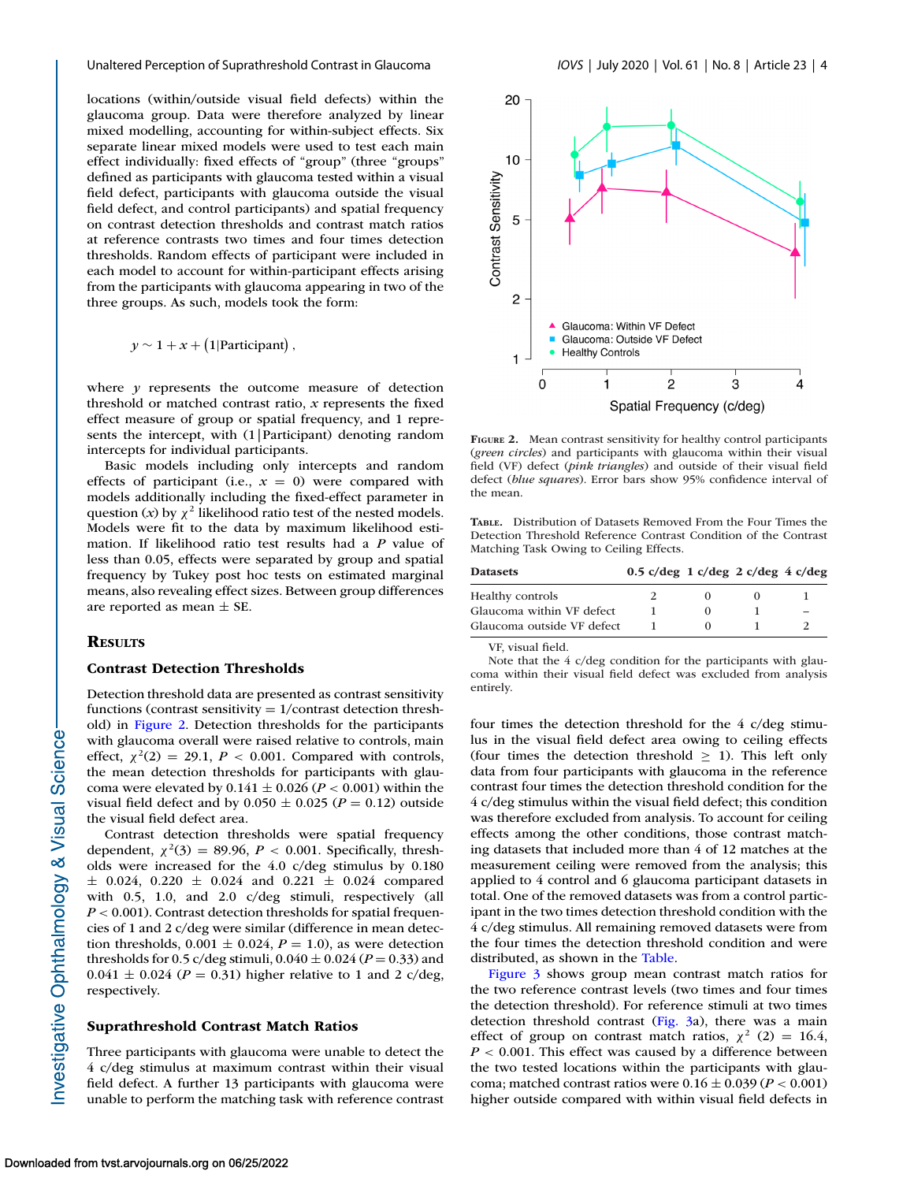locations (within/outside visual field defects) within the glaucoma group. Data were therefore analyzed by linear mixed modelling, accounting for within-subject effects. Six separate linear mixed models were used to test each main effect individually: fixed effects of "group" (three "groups" defined as participants with glaucoma tested within a visual field defect, participants with glaucoma outside the visual field defect, and control participants) and spatial frequency on contrast detection thresholds and contrast match ratios at reference contrasts two times and four times detection thresholds. Random effects of participant were included in each model to account for within-participant effects arising from the participants with glaucoma appearing in two of the three groups. As such, models took the form:

$$y \sim 1 + x + (1|\text{Participant}),$$

where $y$ represents the outcome measure of detection threshold or matched contrast ratio, $x$ represents the fixed effect measure of group or spatial frequency, and 1 represents the intercept, with $(1|\text{Participant})$ denoting random intercepts for individual participants.

Basic models including only intercepts and random effects of participant (i.e., $x = 0$) were compared with models additionally including the fixed-effect parameter in question ($x$) by $\chi^2$ likelihood ratio test of the nested models. Models were fit to the data by maximum likelihood estimation. If likelihood ratio test results had a $P$ value of less than 0.05, effects were separated by group and spatial frequency by Tukey post hoc tests on estimated marginal means, also revealing effect sizes. Between group differences are reported as mean ± SE.

## Results

### Contrast Detection Thresholds

Detection threshold data are presented as contrast sensitivity functions (contrast sensitivity = 1/contrast detection threshold) in Figure 2. Detection thresholds for the participants with glaucoma overall were raised relative to controls, main effect, $\chi^2(2) = 29.1$, $P < 0.001$. Compared with controls, the mean detection thresholds for participants with glaucoma were elevated by 0.141 ± 0.026 ($P < 0.001$) within the visual field defect and by 0.050 ± 0.025 ($P = 0.12$) outside the visual field defect area.

Contrast detection thresholds were spatial frequency dependent, $\chi^2(3) = 89.96$, $P < 0.001$. Specifically, thresholds were increased for the 4.0 c/deg stimulus by 0.180 ± 0.024, 0.220 ± 0.024 and 0.221 ± 0.024 compared with 0.5, 1.0, and 2.0 c/deg stimuli, respectively (all $P < 0.001$). Contrast detection thresholds for spatial frequencies of 1 and 2 c/deg were similar (difference in mean detection thresholds, 0.001 ± 0.024, $P = 1.0$), as were detection thresholds for 0.5 c/deg stimuli, 0.040 ± 0.024 ($P = 0.33$) and 0.041 ± 0.024 ($P = 0.31$) higher relative to 1 and 2 c/deg, respectively.

### Suprathreshold Contrast Match Ratios

Three participants with glaucoma were unable to detect the 4 c/deg stimulus at maximum contrast within their visual field defect. A further 13 participants with glaucoma were unable to perform the matching task with reference contrast four times the detection threshold for the 4 c/deg stimulus in the visual field defect area owing to ceiling effects (four times the detection threshold ≥ 1). This left only data from four participants with glaucoma in the reference contrast four times the detection threshold condition for the 4 c/deg stimulus within the visual field defect; this condition was therefore excluded from analysis. To account for ceiling effects among the other conditions, those contrast matching datasets that included more than 4 of 12 matches at the measurement ceiling were removed from the analysis; this applied to 4 control and 6 glaucoma participant datasets in total. One of the removed datasets was from a control participant in the two times detection threshold condition with the 4 c/deg stimulus. All remaining removed datasets were from the four times the detection threshold condition and were distributed, as shown in the Table.

Figure 3 shows group mean contrast match ratios for the two reference contrast levels (two times and four times the detection threshold). For reference stimuli at two times detection threshold contrast (Fig. 3a), there was a main effect of group on contrast match ratios, $\chi^2(2) = 16.4$, $P < 0.001$. This effect was caused by a difference between the two tested locations within the participants with glaucoma; matched contrast ratios were 0.16 ± 0.039 ($P < 0.001$) higher outside compared with within visual field defects in

**Figure 2.** Mean contrast sensitivity for healthy control participants (*green circles*) and participants with glaucoma within their visual field (VF) defect (*pink triangles*) and outside of their visual field defect (*blue squares*). Error bars show 95% confidence interval of the mean.

**Table.** Distribution of Datasets Removed From the Four Times the Detection Threshold Reference Contrast Condition of the Contrast Matching Task Owing to Ceiling Effects.

| Datasets | 0.5 c/deg | 1 c/deg | 2 c/deg | 4 c/deg |
|---|---|---|---|---|
| Healthy controls | 2 | 0 | 0 | 1 |
| Glaucoma within VF defect | 1 | 0 | 1 | – |
| Glaucoma outside VF defect | 1 | 0 | 1 | 2 |

VF, visual field.

Note that the 4 c/deg condition for the participants with glaucoma within their visual field defect was excluded from analysis entirely.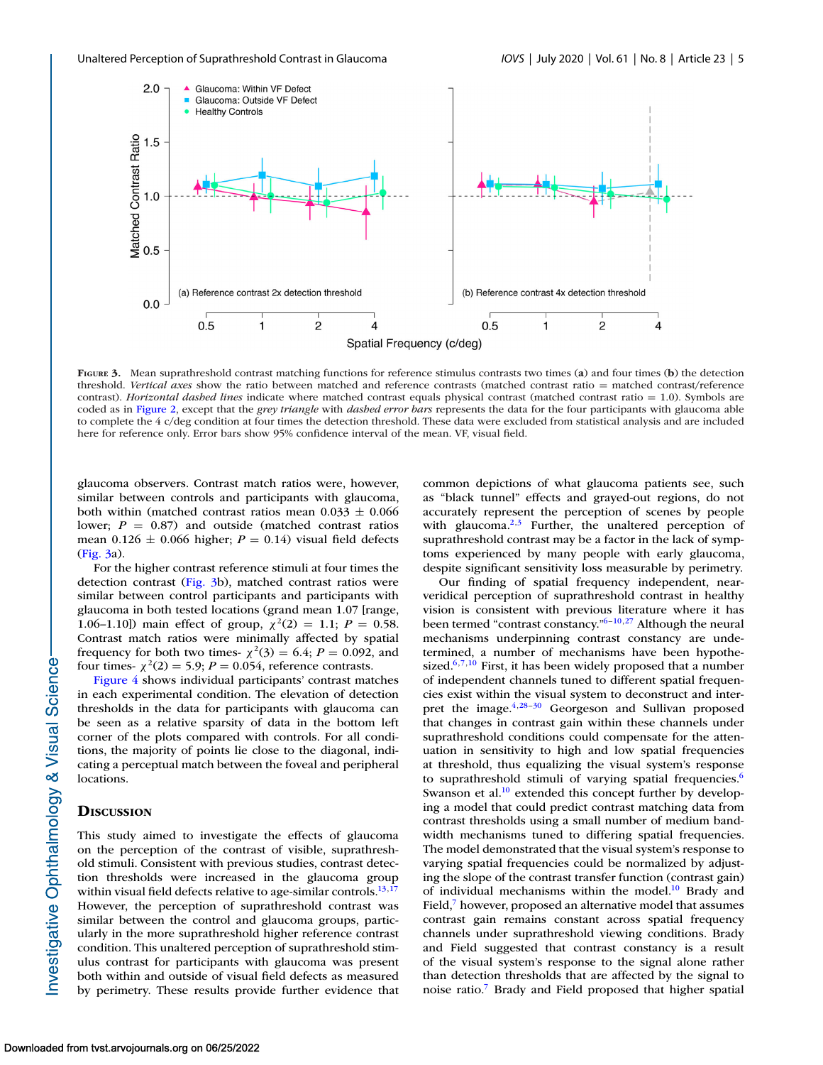2.0
Glaucoma: Within VF Defect
Glaucoma: Outside VF Defect
Healthy Controls
1.5
Matched Contrast Ratio
1.0
0.5
0.0
(a) Reference contrast 2x detection threshold
(b) Reference contrast 4x detection threshold
0.5
1
2
4
0.5
1
2
4
Spatial Frequency (c/deg)

**Figure 3.** Mean suprathreshold contrast matching functions for reference stimulus contrasts two times (**a**) and four times (**b**) the detection threshold. *Vertical axes* show the ratio between matched and reference contrasts (matched contrast ratio = matched contrast/reference contrast). *Horizontal dashed lines* indicate where matched contrast equals physical contrast (matched contrast ratio = 1.0). Symbols are coded as in Figure 2, except that the *grey triangle* with *dashed error bars* represents the data for the four participants with glaucoma able to complete the 4 c/deg condition at four times the detection threshold. These data were excluded from statistical analysis and are included here for reference only. Error bars show 95% confidence interval of the mean. VF, visual field.

glaucoma observers. Contrast match ratios were, however, similar between controls and participants with glaucoma, both within (matched contrast ratios mean 0.033 ± 0.066 lower; $P$ = 0.87) and outside (matched contrast ratios mean 0.126 ± 0.066 higher; $P$ = 0.14) visual field defects (Fig. 3a).

For the higher contrast reference stimuli at four times the detection contrast (Fig. 3b), matched contrast ratios were similar between control participants and participants with glaucoma in both tested locations (grand mean 1.07 [range, 1.06–1.10]) main effect of group, $\chi^2(2) = 1.1$; $P = 0.58$. Contrast matches were minimally affected by spatial frequency for both two times- $\chi^2(3) = 6.4$; $P = 0.092$, and four times- $\chi^2(2) = 5.9$; $P = 0.054$, reference contrasts.

Figure 4 shows individual participants' contrast matches in each experimental condition. The elevation of detection thresholds in the data for participants with glaucoma can be seen as a relative sparsity of data in the bottom left corner of the plots compared with controls. For all conditions, the majority of points lie close to the diagonal, indicating a perceptual match between the foveal and peripheral locations.

## Discussion

This study aimed to investigate the effects of glaucoma on the perception of the contrast of visible, suprathreshold stimuli. Consistent with previous studies, contrast detection thresholds were increased in the glaucoma group within visual field defects relative to age-similar controls.[13,17] However, the perception of suprathreshold contrast was similar between the control and glaucoma groups, particularly in the more suprathreshold higher reference contrast condition. This unaltered perception of suprathreshold stimulus contrast for participants with glaucoma was present both within and outside of visual field defects as measured by perimetry. These results provide further evidence that common depictions of what glaucoma patients see, such as "black tunnel" effects and grayed-out regions, do not accurately represent the perception of scenes by people with glaucoma.[2,3] Further, the unaltered perception of suprathreshold contrast may be a factor in the lack of symptoms experienced by many people with early glaucoma, despite significant sensitivity loss measurable by perimetry.

Our finding of spatial frequency independent, near-veridical perception of suprathreshold contrast in healthy vision is consistent with previous literature where it has been termed "contrast constancy."[6–10,27] Although the neural mechanisms underpinning contrast constancy are undetermined, a number of mechanisms have been hypothesized.[6,7,10] First, it has been widely proposed that a number of independent channels tuned to different spatial frequencies exist within the visual system to deconstruct and interpret the image.[4,28–30] Georgeson and Sullivan proposed that changes in contrast gain within these channels under suprathreshold conditions could compensate for the attenuation in sensitivity to high and low spatial frequencies at threshold, thus equalizing the visual system's response to suprathreshold stimuli of varying spatial frequencies.[6] Swanson et al.[10] extended this concept further by developing a model that could predict contrast matching data from contrast thresholds using a small number of medium bandwidth mechanisms tuned to differing spatial frequencies. The model demonstrated that the visual system's response to varying spatial frequencies could be normalized by adjusting the slope of the contrast transfer function (contrast gain) of individual mechanisms within the model.[10] Brady and Field,[7] however, proposed an alternative model that assumes contrast gain remains constant across spatial frequency channels under suprathreshold viewing conditions. Brady and Field suggested that contrast constancy is a result of the visual system's response to the signal alone rather than detection thresholds that are affected by the signal to noise ratio.[7] Brady and Field proposed that higher spatial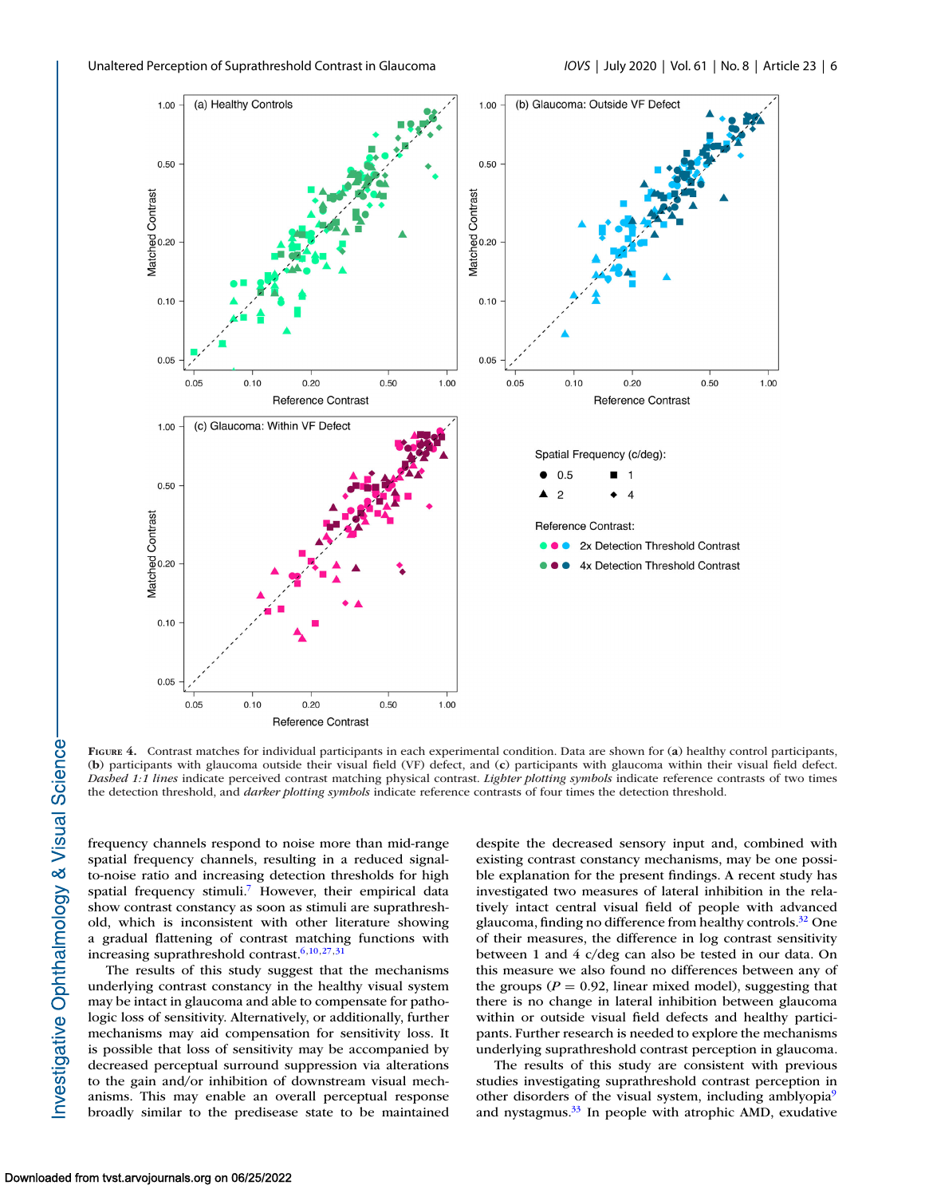(a) Healthy Controls

(b) Glaucoma: Outside VF Defect

(c) Glaucoma: Within VF Defect

Matched Contrast

Reference Contrast

0.05 0.10 0.20 0.50 1.00

Spatial Frequency (c/deg):

● 0.5 ■ 1

▲ 2 ◆ 4

Reference Contrast:

2x Detection Threshold Contrast

4x Detection Threshold Contrast

**Figure 4.** Contrast matches for individual participants in each experimental condition. Data are shown for (**a**) healthy control participants, (**b**) participants with glaucoma outside their visual field (VF) defect, and (**c**) participants with glaucoma within their visual field defect. *Dashed 1:1 lines* indicate perceived contrast matching physical contrast. *Lighter plotting symbols* indicate reference contrasts of two times the detection threshold, and *darker plotting symbols* indicate reference contrasts of four times the detection threshold.

frequency channels respond to noise more than mid-range spatial frequency channels, resulting in a reduced signal-to-noise ratio and increasing detection thresholds for high spatial frequency stimuli.[7] However, their empirical data show contrast constancy as soon as stimuli are suprathreshold, which is inconsistent with other literature showing a gradual flattening of contrast matching functions with increasing suprathreshold contrast.[6,10,27,31]

The results of this study suggest that the mechanisms underlying contrast constancy in the healthy visual system may be intact in glaucoma and able to compensate for pathologic loss of sensitivity. Alternatively, or additionally, further mechanisms may aid compensation for sensitivity loss. It is possible that loss of sensitivity may be accompanied by decreased perceptual surround suppression via alterations to the gain and/or inhibition of downstream visual mechanisms. This may enable an overall perceptual response broadly similar to the predisease state to be maintained despite the decreased sensory input and, combined with existing contrast constancy mechanisms, may be one possible explanation for the present findings. A recent study has investigated two measures of lateral inhibition in the relatively intact central visual field of people with advanced glaucoma, finding no difference from healthy controls.[32] One of their measures, the difference in log contrast sensitivity between 1 and 4 c/deg can also be tested in our data. On this measure we also found no differences between any of the groups ($P = 0.92$, linear mixed model), suggesting that there is no change in lateral inhibition between glaucoma within or outside visual field defects and healthy participants. Further research is needed to explore the mechanisms underlying suprathreshold contrast perception in glaucoma.

The results of this study are consistent with previous studies investigating suprathreshold contrast perception in other disorders of the visual system, including amblyopia[9] and nystagmus.[33] In people with atrophic AMD, exudative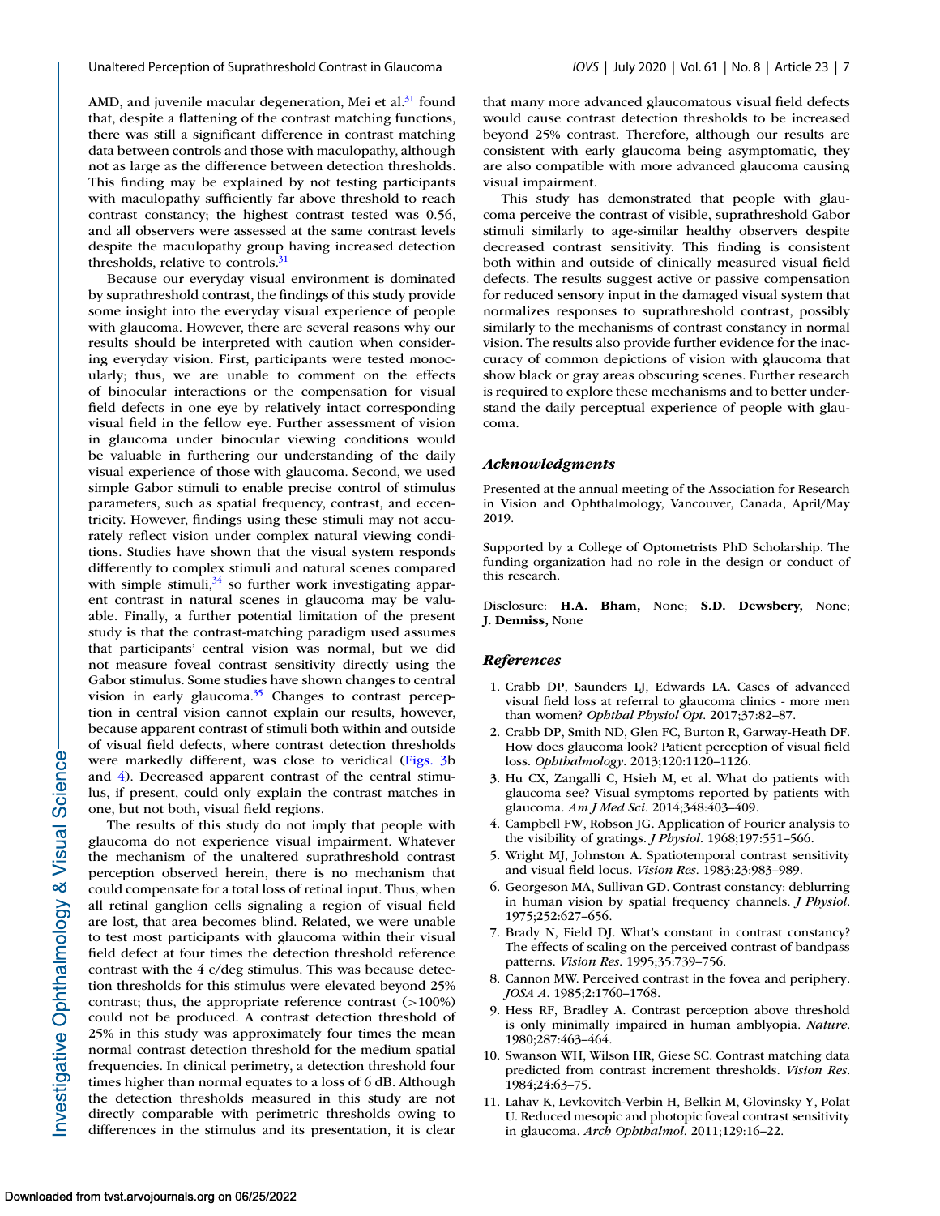AMD, and juvenile macular degeneration, Mei et al.[31] found that, despite a flattening of the contrast matching functions, there was still a significant difference in contrast matching data between controls and those with maculopathy, although not as large as the difference between detection thresholds. This finding may be explained by not testing participants with maculopathy sufficiently far above threshold to reach contrast constancy; the highest contrast tested was 0.56, and all observers were assessed at the same contrast levels despite the maculopathy group having increased detection thresholds, relative to controls.[31]

Because our everyday visual environment is dominated by suprathreshold contrast, the findings of this study provide some insight into the everyday visual experience of people with glaucoma. However, there are several reasons why our results should be interpreted with caution when considering everyday vision. First, participants were tested monocularly; thus, we are unable to comment on the effects of binocular interactions or the compensation for visual field defects in one eye by relatively intact corresponding visual field in the fellow eye. Further assessment of vision in glaucoma under binocular viewing conditions would be valuable in furthering our understanding of the daily visual experience of those with glaucoma. Second, we used simple Gabor stimuli to enable precise control of stimulus parameters, such as spatial frequency, contrast, and eccentricity. However, findings using these stimuli may not accurately reflect vision under complex natural viewing conditions. Studies have shown that the visual system responds differently to complex stimuli and natural scenes compared with simple stimuli,[34] so further work investigating apparent contrast in natural scenes in glaucoma may be valuable. Finally, a further potential limitation of the present study is that the contrast-matching paradigm used assumes that participants' central vision was normal, but we did not measure foveal contrast sensitivity directly using the Gabor stimulus. Some studies have shown changes to central vision in early glaucoma.[35] Changes to contrast perception in central vision cannot explain our results, however, because apparent contrast of stimuli both within and outside of visual field defects, where contrast detection thresholds were markedly different, was close to veridical (Figs. 3b and 4). Decreased apparent contrast of the central stimulus, if present, could only explain the contrast matches in one, but not both, visual field regions.

The results of this study do not imply that people with glaucoma do not experience visual impairment. Whatever the mechanism of the unaltered suprathreshold contrast perception observed herein, there is no mechanism that could compensate for a total loss of retinal input. Thus, when all retinal ganglion cells signaling a region of visual field are lost, that area becomes blind. Related, we were unable to test most participants with glaucoma within their visual field defect at four times the detection threshold reference contrast with the 4 c/deg stimulus. This was because detection thresholds for this stimulus were elevated beyond 25% contrast; thus, the appropriate reference contrast (>100%) could not be produced. A contrast detection threshold of 25% in this study was approximately four times the mean normal contrast detection threshold for the medium spatial frequencies. In clinical perimetry, a detection threshold four times higher than normal equates to a loss of 6 dB. Although the detection thresholds measured in this study are not directly comparable with perimetric thresholds owing to differences in the stimulus and its presentation, it is clear that many more advanced glaucomatous visual field defects would cause contrast detection thresholds to be increased beyond 25% contrast. Therefore, although our results are consistent with early glaucoma being asymptomatic, they are also compatible with more advanced glaucoma causing visual impairment.

This study has demonstrated that people with glaucoma perceive the contrast of visible, suprathreshold Gabor stimuli similarly to age-similar healthy observers despite decreased contrast sensitivity. This finding is consistent both within and outside of clinically measured visual field defects. The results suggest active or passive compensation for reduced sensory input in the damaged visual system that normalizes responses to suprathreshold contrast, possibly similarly to the mechanisms of contrast constancy in normal vision. The results also provide further evidence for the inaccuracy of common depictions of vision with glaucoma that show black or gray areas obscuring scenes. Further research is required to explore these mechanisms and to better understand the daily perceptual experience of people with glaucoma.

### *Acknowledgments*

Presented at the annual meeting of the Association for Research in Vision and Ophthalmology, Vancouver, Canada, April/May 2019.

Supported by a College of Optometrists PhD Scholarship. The funding organization had no role in the design or conduct of this research.

Disclosure: **H.A. Bham,** None; **S.D. Dewsbery,** None; **J. Denniss,** None

### *References*

1. Crabb DP, Saunders LJ, Edwards LA. Cases of advanced visual field loss at referral to glaucoma clinics - more men than women? *Ophthal Physiol Opt*. 2017;37:82–87.
2. Crabb DP, Smith ND, Glen FC, Burton R, Garway-Heath DF. How does glaucoma look? Patient perception of visual field loss. *Ophthalmology*. 2013;120:1120–1126.
3. Hu CX, Zangalli C, Hsieh M, et al. What do patients with glaucoma see? Visual symptoms reported by patients with glaucoma. *Am J Med Sci*. 2014;348:403–409.
4. Campbell FW, Robson JG. Application of Fourier analysis to the visibility of gratings. *J Physiol*. 1968;197:551–566.
5. Wright MJ, Johnston A. Spatiotemporal contrast sensitivity and visual field locus. *Vision Res*. 1983;23:983–989.
6. Georgeson MA, Sullivan GD. Contrast constancy: deblurring in human vision by spatial frequency channels. *J Physiol*. 1975;252:627–656.
7. Brady N, Field DJ. What's constant in contrast constancy? The effects of scaling on the perceived contrast of bandpass patterns. *Vision Res*. 1995;35:739–756.
8. Cannon MW. Perceived contrast in the fovea and periphery. *JOSA A*. 1985;2:1760–1768.
9. Hess RF, Bradley A. Contrast perception above threshold is only minimally impaired in human amblyopia. *Nature*. 1980;287:463–464.
10. Swanson WH, Wilson HR, Giese SC. Contrast matching data predicted from contrast increment thresholds. *Vision Res*. 1984;24:63–75.
11. Lahav K, Levkovitch-Verbin H, Belkin M, Glovinsky Y, Polat U. Reduced mesopic and photopic foveal contrast sensitivity in glaucoma. *Arch Ophthalmol*. 2011;129:16–22.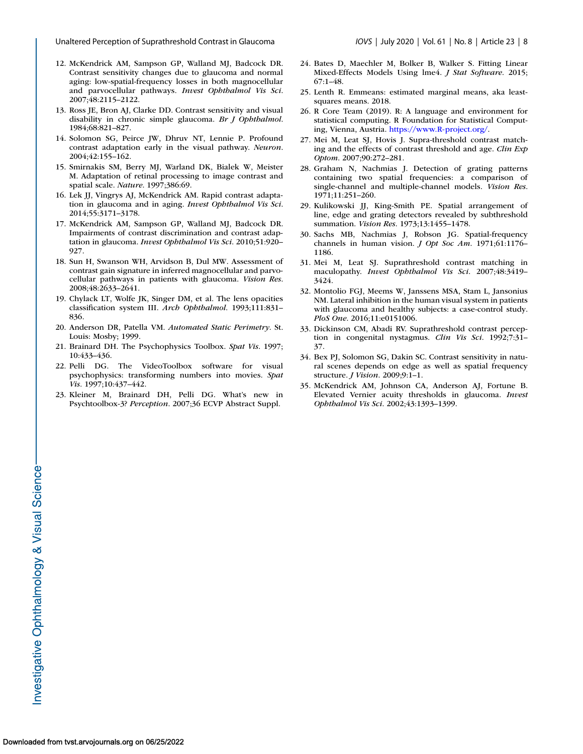12. McKendrick AM, Sampson GP, Walland MJ, Badcock DR. Contrast sensitivity changes due to glaucoma and normal aging: low-spatial-frequency losses in both magnocellular and parvocellular pathways. *Invest Ophthalmol Vis Sci*. 2007;48:2115–2122.
13. Ross JE, Bron AJ, Clarke DD. Contrast sensitivity and visual disability in chronic simple glaucoma. *Br J Ophthalmol*. 1984;68:821–827.
14. Solomon SG, Peirce JW, Dhruv NT, Lennie P. Profound contrast adaptation early in the visual pathway. *Neuron*. 2004;42:155–162.
15. Smirnakis SM, Berry MJ, Warland DK, Bialek W, Meister M. Adaptation of retinal processing to image contrast and spatial scale. *Nature*. 1997;386:69.
16. Lek JJ, Vingrys AJ, McKendrick AM. Rapid contrast adaptation in glaucoma and in aging. *Invest Ophthalmol Vis Sci*. 2014;55:3171–3178.
17. McKendrick AM, Sampson GP, Walland MJ, Badcock DR. Impairments of contrast discrimination and contrast adaptation in glaucoma. *Invest Ophthalmol Vis Sci*. 2010;51:920–927.
18. Sun H, Swanson WH, Arvidson B, Dul MW. Assessment of contrast gain signature in inferred magnocellular and parvocellular pathways in patients with glaucoma. *Vision Res*. 2008;48:2633–2641.
19. Chylack LT, Wolfe JK, Singer DM, et al. The lens opacities classification system III. *Arch Ophthalmol*. 1993;111:831–836.
20. Anderson DR, Patella VM. *Automated Static Perimetry*. St. Louis: Mosby; 1999.
21. Brainard DH. The Psychophysics Toolbox. *Spat Vis*. 1997; 10:433–436.
22. Pelli DG. The VideoToolbox software for visual psychophysics: transforming numbers into movies. *Spat Vis*. 1997;10:437–442.
23. Kleiner M, Brainard DH, Pelli DG. What's new in Psychtoolbox-3? *Perception*. 2007;36 ECVP Abstract Suppl.
24. Bates D, Maechler M, Bolker B, Walker S. Fitting Linear Mixed-Effects Models Using lme4. *J Stat Software*. 2015; 67:1–48.
25. Lenth R. Emmeans: estimated marginal means, aka least-squares means. 2018.
26. R Core Team (2019). R: A language and environment for statistical computing. R Foundation for Statistical Computing, Vienna, Austria. https://www.R-project.org/.
27. Mei M, Leat SJ, Hovis J. Supra-threshold contrast matching and the effects of contrast threshold and age. *Clin Exp Optom*. 2007;90:272–281.
28. Graham N, Nachmias J. Detection of grating patterns containing two spatial frequencies: a comparison of single-channel and multiple-channel models. *Vision Res*. 1971;11:251–260.
29. Kulikowski JJ, King-Smith PE. Spatial arrangement of line, edge and grating detectors revealed by subthreshold summation. *Vision Res*. 1973;13:1455–1478.
30. Sachs MB, Nachmias J, Robson JG. Spatial-frequency channels in human vision. *J Opt Soc Am*. 1971;61:1176–1186.
31. Mei M, Leat SJ. Suprathreshold contrast matching in maculopathy. *Invest Ophthalmol Vis Sci*. 2007;48:3419–3424.
32. Montolio FGJ, Meems W, Janssens MSA, Stam L, Jansonius NM. Lateral inhibition in the human visual system in patients with glaucoma and healthy subjects: a case-control study. *PloS One*. 2016;11:e0151006.
33. Dickinson CM, Abadi RV. Suprathreshold contrast perception in congenital nystagmus. *Clin Vis Sci*. 1992;7:31–37.
34. Bex PJ, Solomon SG, Dakin SC. Contrast sensitivity in natural scenes depends on edge as well as spatial frequency structure. *J Vision*. 2009;9:1–1.
35. McKendrick AM, Johnson CA, Anderson AJ, Fortune B. Elevated Vernier acuity thresholds in glaucoma. *Invest Ophthalmol Vis Sci*. 2002;43:1393–1399.